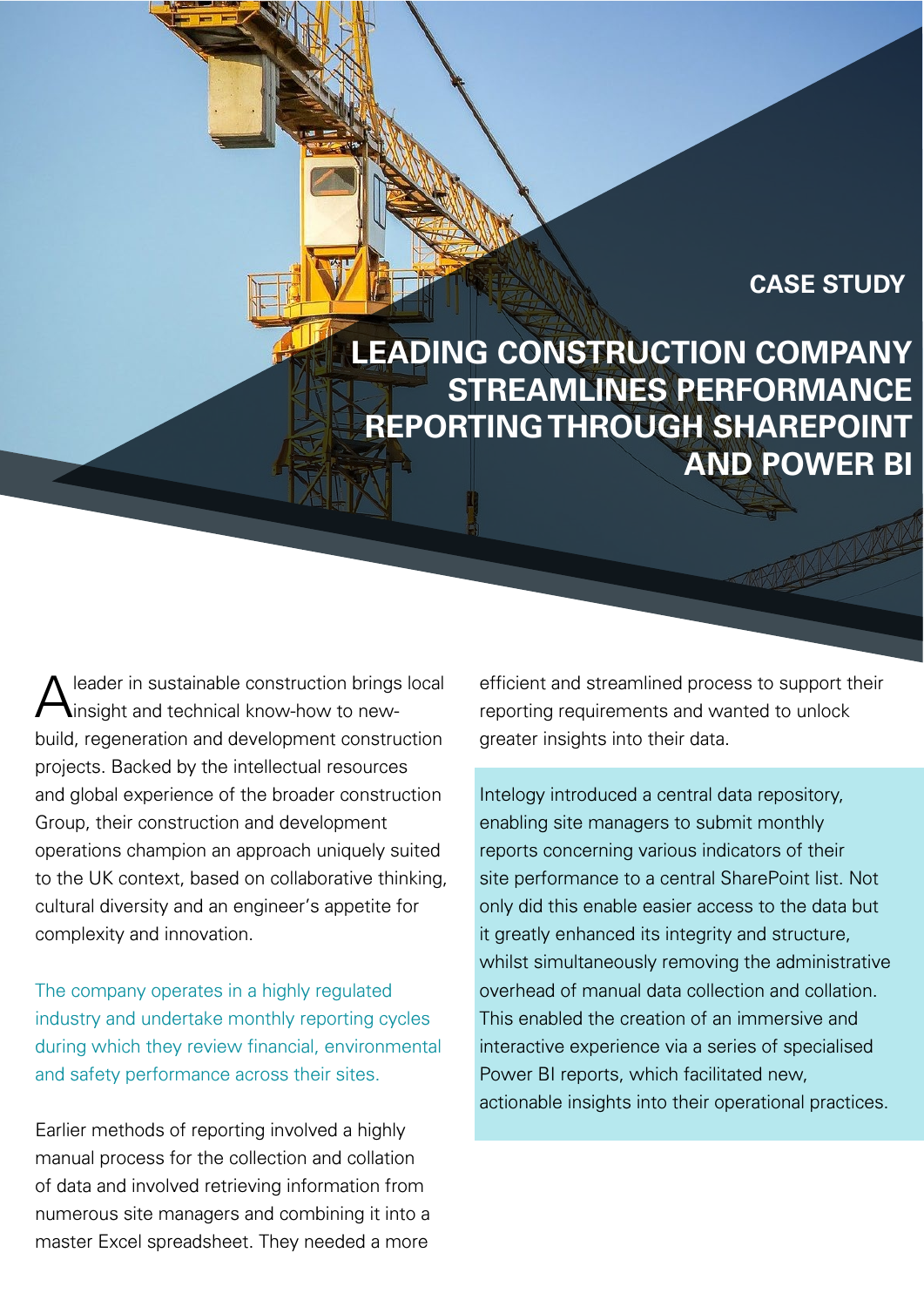CASE STUDY

# LEADING CONSTRUCTION COMPANY STREAMLINES PERFORMANCE REPORTING THROUGH SHAREPOINT AND POWER BI

A leader in sustainable construction brings local insight and technical know-how to new-build, regeneration and development construction projects. Backed by the intellectual resources and global experience of the broader construction Group, their construction and development operations champion an approach uniquely suited to the UK context, based on collaborative thinking, cultural diversity and an engineer's appetite for complexity and innovation.

The company operates in a highly regulated industry and undertake monthly reporting cycles during which they review financial, environmental and safety performance across their sites.

Earlier methods of reporting involved a highly manual process for the collection and collation of data and involved retrieving information from numerous site managers and combining it into a master Excel spreadsheet. They needed a more efficient and streamlined process to support their reporting requirements and wanted to unlock greater insights into their data.

Intelogy introduced a central data repository, enabling site managers to submit monthly reports concerning various indicators of their site performance to a central SharePoint list. Not only did this enable easier access to the data but it greatly enhanced its integrity and structure, whilst simultaneously removing the administrative overhead of manual data collection and collation. This enabled the creation of an immersive and interactive experience via a series of specialised Power BI reports, which facilitated new, actionable insights into their operational practices.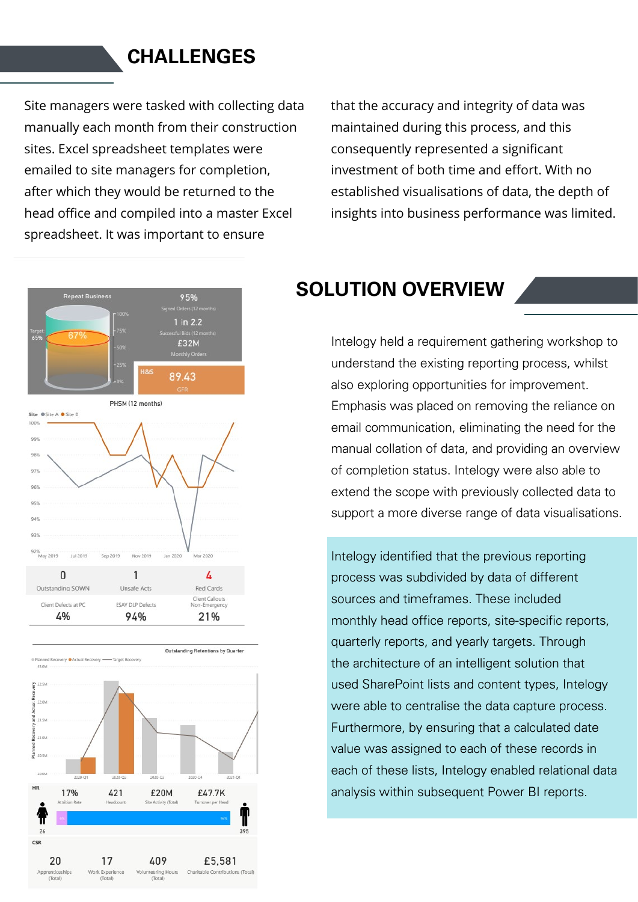## CHALLENGES

Site managers were tasked with collecting data manually each month from their construction sites. Excel spreadsheet templates were emailed to site managers for completion, after which they would be returned to the head office and compiled into a master Excel spreadsheet. It was important to ensure that the accuracy and integrity of data was maintained during this process, and this consequently represented a significant investment of both time and effort. With no established visualisations of data, the depth of insights into business performance was limited.

## SOLUTION OVERVIEW

Intelogy held a requirement gathering workshop to understand the existing reporting process, whilst also exploring opportunities for improvement. Emphasis was placed on removing the reliance on email communication, eliminating the need for the manual collation of data, and providing an overview of completion status. Intelogy were also able to extend the scope with previously collected data to support a more diverse range of data visualisations.

Intelogy identified that the previous reporting process was subdivided by data of different sources and timeframes. These included monthly head office reports, site-specific reports, quarterly reports, and yearly targets. Through the architecture of an intelligent solution that used SharePoint lists and content types, Intelogy were able to centralise the data capture process. Furthermore, by ensuring that a calculated date value was assigned to each of these records in each of these lists, Intelogy enabled relational data analysis within subsequent Power BI reports.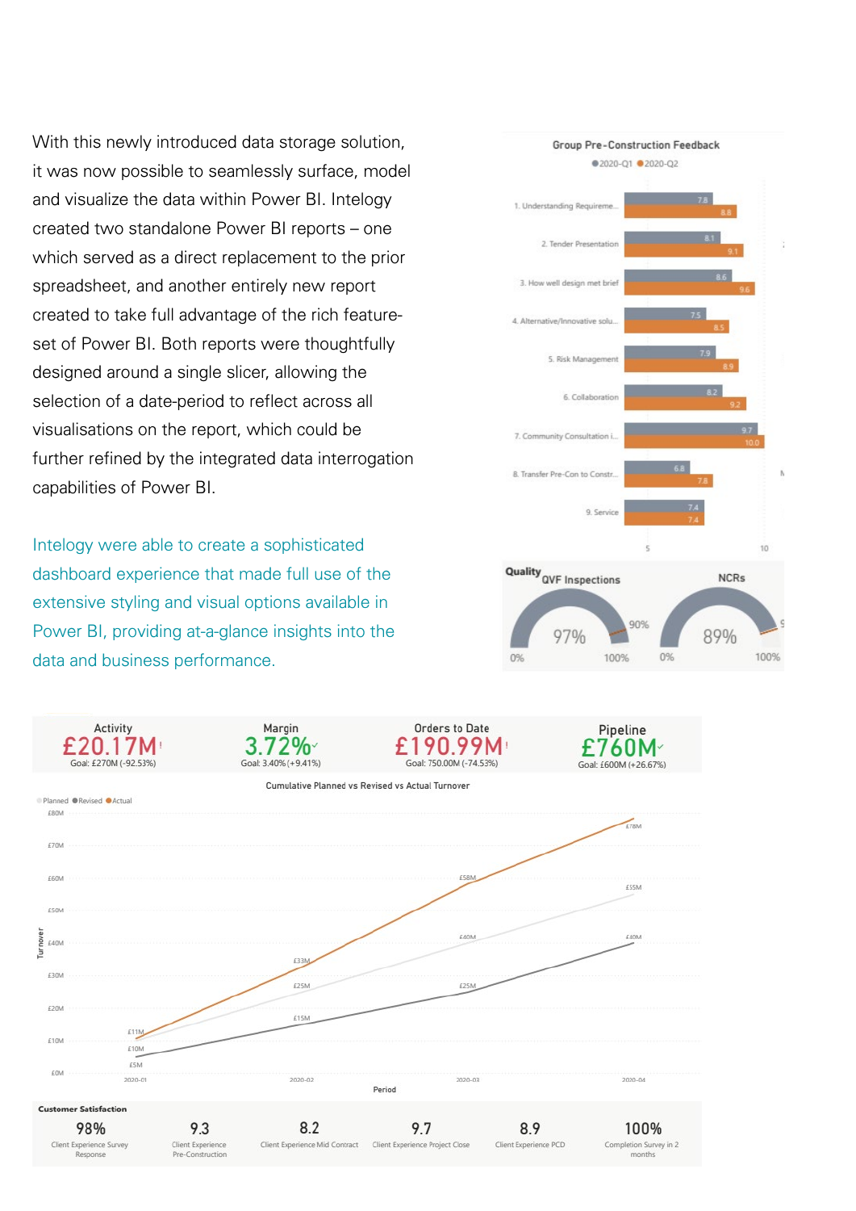With this newly introduced data storage solution, it was now possible to seamlessly surface, model and visualize the data within Power BI. Intelogy created two standalone Power BI reports – one which served as a direct replacement to the prior spreadsheet, and another entirely new report created to take full advantage of the rich feature-set of Power BI. Both reports were thoughtfully designed around a single slicer, allowing the selection of a date-period to reflect across all visualisations on the report, which could be further refined by the integrated data interrogation capabilities of Power BI.

Intelogy were able to create a sophisticated dashboard experience that made full use of the extensive styling and visual options available in Power BI, providing at-a-glance insights into the data and business performance.

**Group Pre-Construction Feedback**

| | 2020-Q1 | 2020-Q2 |
|---|---|---|
| 1. Understanding Requireme... | 7.8 | 8.8 |
| 2. Tender Presentation | 8.1 | 9.1 |
| 3. How well design met brief | 8.6 | 9.6 |
| 4. Alternative/Innovative solu... | 7.5 | 8.5 |
| 5. Risk Management | 7.9 | 8.9 |
| 6. Collaboration | 8.2 | 9.2 |
| 7. Community Consultation i... | 9.7 | 10.0 |
| 8. Transfer Pre-Con to Constr... | 6.8 | 7.8 |
| 9. Service | 7.4 | 7.4 |

**Quality**

| QVF Inspections | NCRs |
|---|---|
| 97% (target 90%) | 89% |

| Activity | Margin | Orders to Date | Pipeline |
|---|---|---|---|
| £20.17M | 3.72% | £190.99M | £760M |
| Goal: £270M (-92.53%) | Goal: 3.40% (+9.41%) | Goal: 750.00M (-74.53%) | Goal: £600M (+26.67%) |

**Cumulative Planned vs Revised vs Actual Turnover**

| Period | Planned | Revised | Actual |
|---|---|---|---|
| 2020-01 | £10M | £5M | £11M |
| 2020-02 | £25M | £15M | £33M |
| 2020-03 | £40M | £25M | £58M |
| 2020-04 | £55M | £40M | £78M |

**Customer Satisfaction**

| Client Experience Survey Response | Client Experience Pre-Construction | Client Experience Mid Contract | Client Experience Project Close | Client Experience PCD | Completion Survey in 2 months |
|---|---|---|---|---|---|
| 98% | 9.3 | 8.2 | 9.7 | 8.9 | 100% |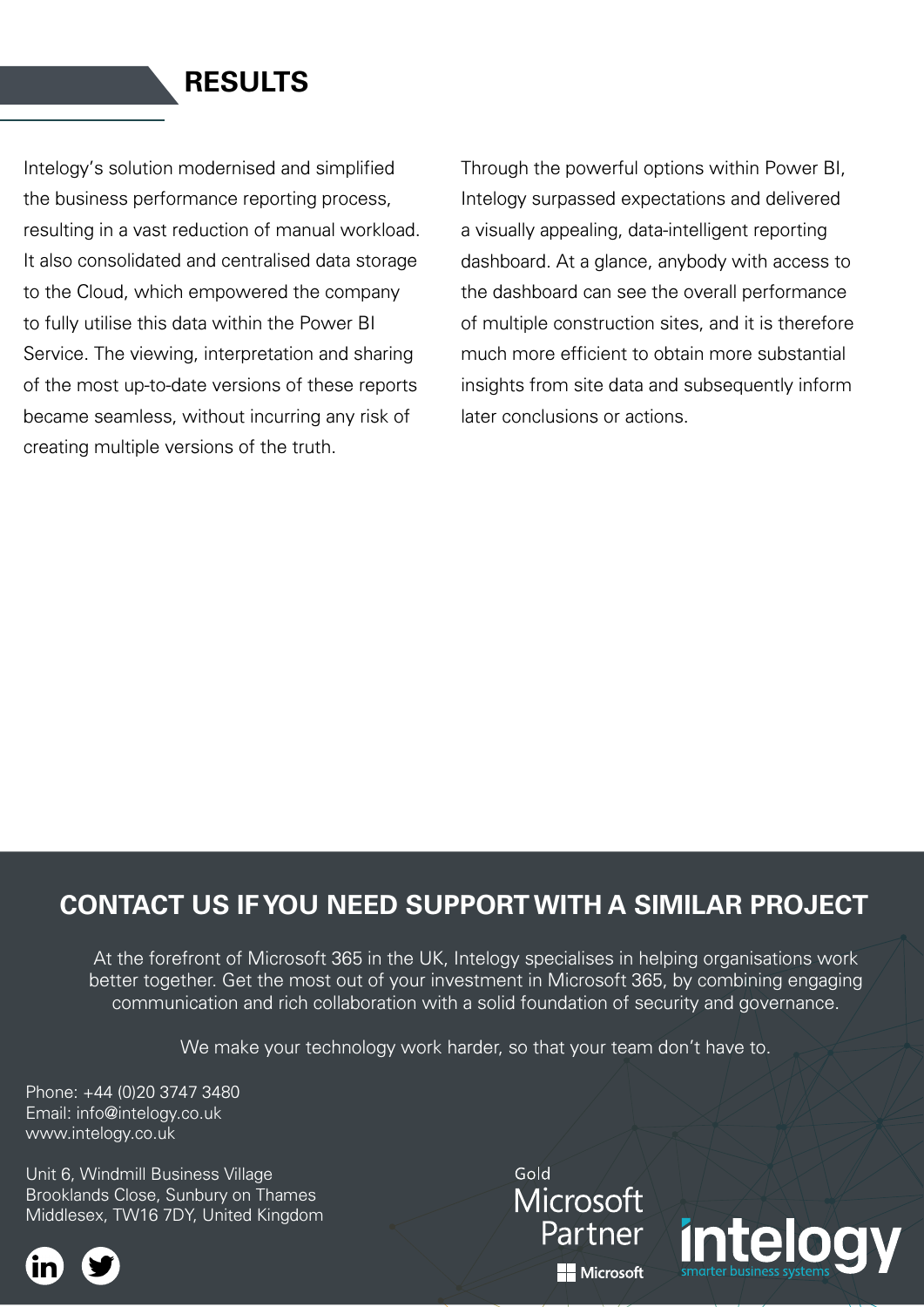## RESULTS

Intelogy's solution modernised and simplified the business performance reporting process, resulting in a vast reduction of manual workload. It also consolidated and centralised data storage to the Cloud, which empowered the company to fully utilise this data within the Power BI Service. The viewing, interpretation and sharing of the most up-to-date versions of these reports became seamless, without incurring any risk of creating multiple versions of the truth.

Through the powerful options within Power BI, Intelogy surpassed expectations and delivered a visually appealing, data-intelligent reporting dashboard. At a glance, anybody with access to the dashboard can see the overall performance of multiple construction sites, and it is therefore much more efficient to obtain more substantial insights from site data and subsequently inform later conclusions or actions.

## CONTACT US IF YOU NEED SUPPORT WITH A SIMILAR PROJECT

At the forefront of Microsoft 365 in the UK, Intelogy specialises in helping organisations work better together. Get the most out of your investment in Microsoft 365, by combining engaging communication and rich collaboration with a solid foundation of security and governance.

We make your technology work harder, so that your team don't have to.

Phone: +44 (0)20 3747 3480
Email: info@intelogy.co.uk
www.intelogy.co.uk

Unit 6, Windmill Business Village
Brooklands Close, Sunbury on Thames
Middlesex, TW16 7DY, United Kingdom

Gold Microsoft Partner
Microsoft

intelogy
smarter business systems